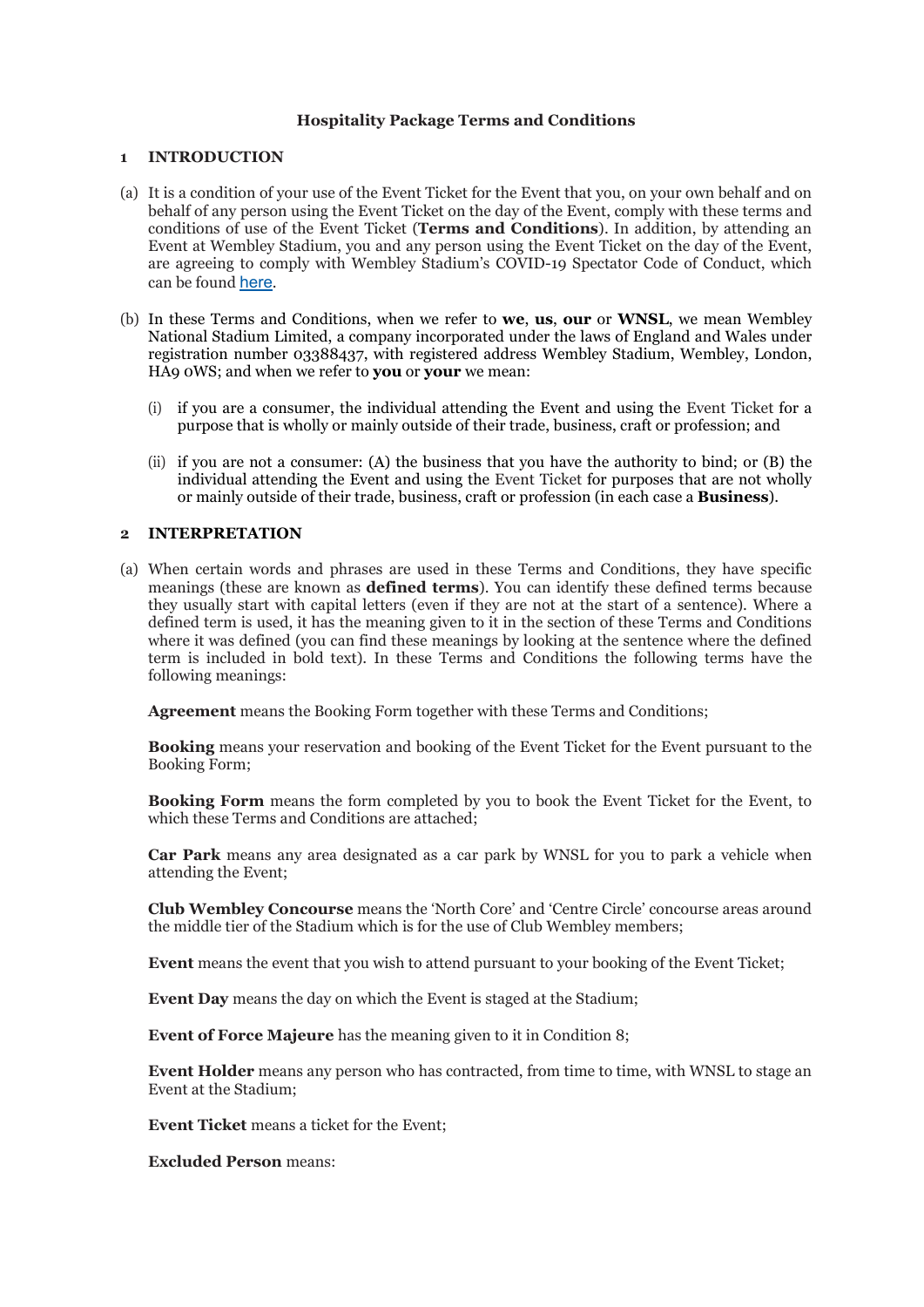# Hospitality Package Terms and Conditions

## 1 INTRODUCTION

(a) It is a condition of your use of the Event Ticket for the Event that you, on your own behalf and on behalf of any person using the Event Ticket on the day of the Event, comply with these terms and conditions of use of the Event Ticket (**Terms and Conditions**). In addition, by attending an Event at Wembley Stadium, you and any person using the Event Ticket on the day of the Event, are agreeing to comply with Wembley Stadium's COVID-19 Spectator Code of Conduct, which can be found here.

(b) In these Terms and Conditions, when we refer to **we**, **us**, **our** or **WNSL**, we mean Wembley National Stadium Limited, a company incorporated under the laws of England and Wales under registration number 03388437, with registered address Wembley Stadium, Wembley, London, HA9 0WS; and when we refer to **you** or **your** we mean:

   (i) if you are a consumer, the individual attending the Event and using the Event Ticket for a purpose that is wholly or mainly outside of their trade, business, craft or profession; and

   (ii) if you are not a consumer: (A) the business that you have the authority to bind; or (B) the individual attending the Event and using the Event Ticket for purposes that are not wholly or mainly outside of their trade, business, craft or profession (in each case a **Business**).

## 2 INTERPRETATION

(a) When certain words and phrases are used in these Terms and Conditions, they have specific meanings (these are known as **defined terms**). You can identify these defined terms because they usually start with capital letters (even if they are not at the start of a sentence). Where a defined term is used, it has the meaning given to it in the section of these Terms and Conditions where it was defined (you can find these meanings by looking at the sentence where the defined term is included in bold text). In these Terms and Conditions the following terms have the following meanings:

**Agreement** means the Booking Form together with these Terms and Conditions;

**Booking** means your reservation and booking of the Event Ticket for the Event pursuant to the Booking Form;

**Booking Form** means the form completed by you to book the Event Ticket for the Event, to which these Terms and Conditions are attached;

**Car Park** means any area designated as a car park by WNSL for you to park a vehicle when attending the Event;

**Club Wembley Concourse** means the 'North Core' and 'Centre Circle' concourse areas around the middle tier of the Stadium which is for the use of Club Wembley members;

**Event** means the event that you wish to attend pursuant to your booking of the Event Ticket;

**Event Day** means the day on which the Event is staged at the Stadium;

**Event of Force Majeure** has the meaning given to it in Condition 8;

**Event Holder** means any person who has contracted, from time to time, with WNSL to stage an Event at the Stadium;

**Event Ticket** means a ticket for the Event;

**Excluded Person** means: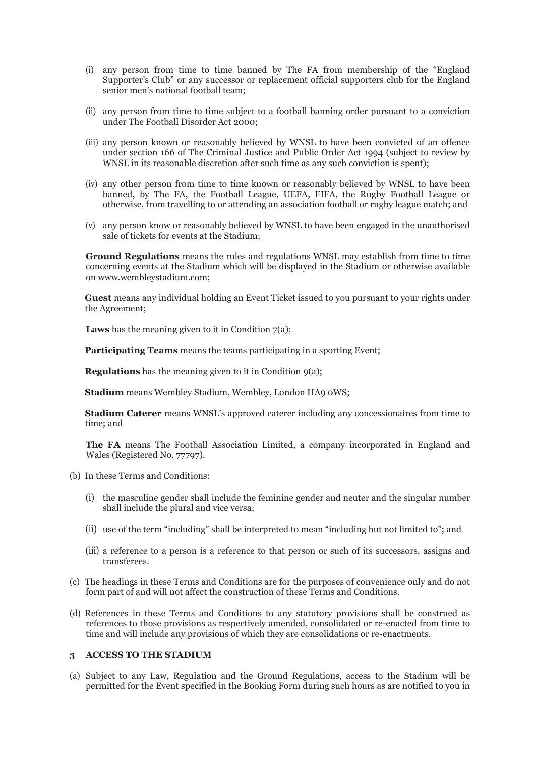(i) any person from time to time banned by The FA from membership of the "England Supporter's Club" or any successor or replacement official supporters club for the England senior men's national football team;

(ii) any person from time to time subject to a football banning order pursuant to a conviction under The Football Disorder Act 2000;

(iii) any person known or reasonably believed by WNSL to have been convicted of an offence under section 166 of The Criminal Justice and Public Order Act 1994 (subject to review by WNSL in its reasonable discretion after such time as any such conviction is spent);

(iv) any other person from time to time known or reasonably believed by WNSL to have been banned, by The FA, the Football League, UEFA, FIFA, the Rugby Football League or otherwise, from travelling to or attending an association football or rugby league match; and

(v) any person know or reasonably believed by WNSL to have been engaged in the unauthorised sale of tickets for events at the Stadium;

**Ground Regulations** means the rules and regulations WNSL may establish from time to time concerning events at the Stadium which will be displayed in the Stadium or otherwise available on www.wembleystadium.com;

**Guest** means any individual holding an Event Ticket issued to you pursuant to your rights under the Agreement;

**Laws** has the meaning given to it in Condition 7(a);

**Participating Teams** means the teams participating in a sporting Event;

**Regulations** has the meaning given to it in Condition 9(a);

**Stadium** means Wembley Stadium, Wembley, London HA9 0WS;

**Stadium Caterer** means WNSL's approved caterer including any concessionaires from time to time; and

**The FA** means The Football Association Limited, a company incorporated in England and Wales (Registered No. 77797).

(b) In these Terms and Conditions:

(i) the masculine gender shall include the feminine gender and neuter and the singular number shall include the plural and vice versa;

(ii) use of the term "including" shall be interpreted to mean "including but not limited to"; and

(iii) a reference to a person is a reference to that person or such of its successors, assigns and transferees.

(c) The headings in these Terms and Conditions are for the purposes of convenience only and do not form part of and will not affect the construction of these Terms and Conditions.

(d) References in these Terms and Conditions to any statutory provisions shall be construed as references to those provisions as respectively amended, consolidated or re-enacted from time to time and will include any provisions of which they are consolidations or re-enactments.

## 3 ACCESS TO THE STADIUM

(a) Subject to any Law, Regulation and the Ground Regulations, access to the Stadium will be permitted for the Event specified in the Booking Form during such hours as are notified to you in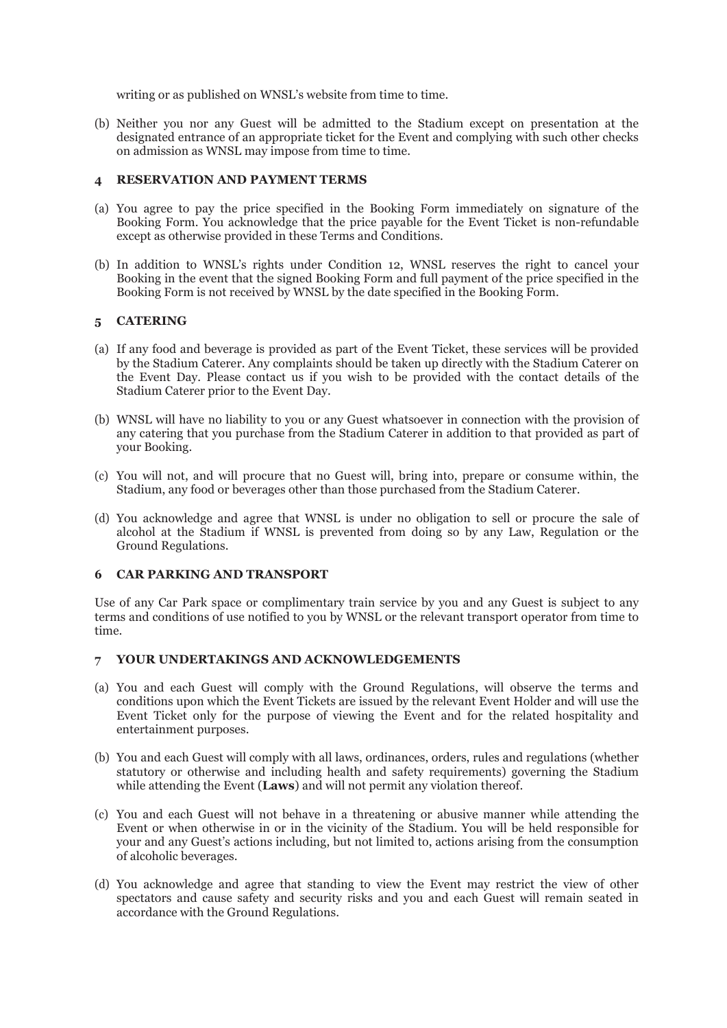writing or as published on WNSL's website from time to time.

(b) Neither you nor any Guest will be admitted to the Stadium except on presentation at the designated entrance of an appropriate ticket for the Event and complying with such other checks on admission as WNSL may impose from time to time.

## 4 RESERVATION AND PAYMENT TERMS

(a) You agree to pay the price specified in the Booking Form immediately on signature of the Booking Form. You acknowledge that the price payable for the Event Ticket is non-refundable except as otherwise provided in these Terms and Conditions.

(b) In addition to WNSL's rights under Condition 12, WNSL reserves the right to cancel your Booking in the event that the signed Booking Form and full payment of the price specified in the Booking Form is not received by WNSL by the date specified in the Booking Form.

## 5 CATERING

(a) If any food and beverage is provided as part of the Event Ticket, these services will be provided by the Stadium Caterer. Any complaints should be taken up directly with the Stadium Caterer on the Event Day. Please contact us if you wish to be provided with the contact details of the Stadium Caterer prior to the Event Day.

(b) WNSL will have no liability to you or any Guest whatsoever in connection with the provision of any catering that you purchase from the Stadium Caterer in addition to that provided as part of your Booking.

(c) You will not, and will procure that no Guest will, bring into, prepare or consume within, the Stadium, any food or beverages other than those purchased from the Stadium Caterer.

(d) You acknowledge and agree that WNSL is under no obligation to sell or procure the sale of alcohol at the Stadium if WNSL is prevented from doing so by any Law, Regulation or the Ground Regulations.

## 6 CAR PARKING AND TRANSPORT

Use of any Car Park space or complimentary train service by you and any Guest is subject to any terms and conditions of use notified to you by WNSL or the relevant transport operator from time to time.

## 7 YOUR UNDERTAKINGS AND ACKNOWLEDGEMENTS

(a) You and each Guest will comply with the Ground Regulations, will observe the terms and conditions upon which the Event Tickets are issued by the relevant Event Holder and will use the Event Ticket only for the purpose of viewing the Event and for the related hospitality and entertainment purposes.

(b) You and each Guest will comply with all laws, ordinances, orders, rules and regulations (whether statutory or otherwise and including health and safety requirements) governing the Stadium while attending the Event (**Laws**) and will not permit any violation thereof.

(c) You and each Guest will not behave in a threatening or abusive manner while attending the Event or when otherwise in or in the vicinity of the Stadium. You will be held responsible for your and any Guest's actions including, but not limited to, actions arising from the consumption of alcoholic beverages.

(d) You acknowledge and agree that standing to view the Event may restrict the view of other spectators and cause safety and security risks and you and each Guest will remain seated in accordance with the Ground Regulations.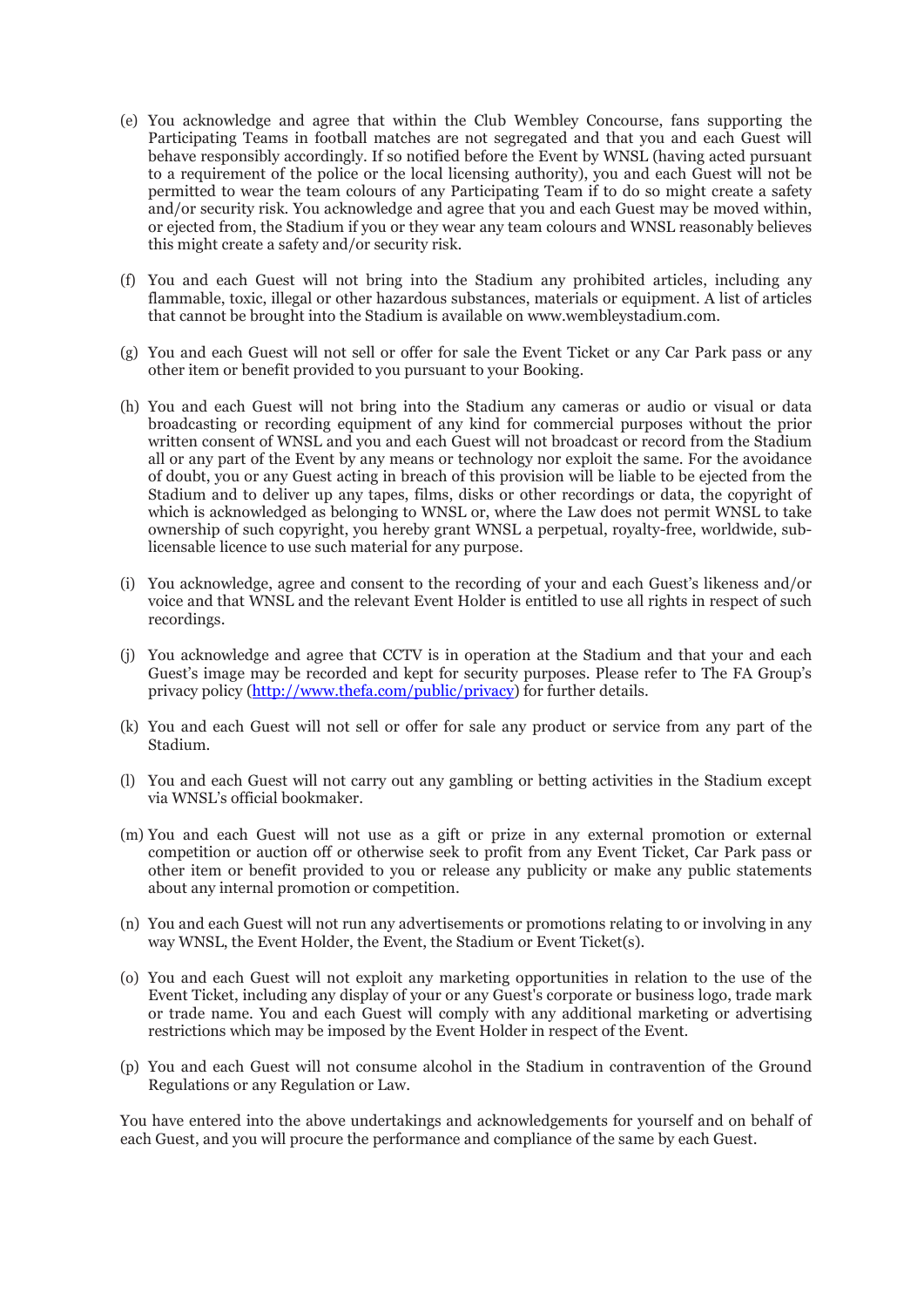(e) You acknowledge and agree that within the Club Wembley Concourse, fans supporting the Participating Teams in football matches are not segregated and that you and each Guest will behave responsibly accordingly. If so notified before the Event by WNSL (having acted pursuant to a requirement of the police or the local licensing authority), you and each Guest will not be permitted to wear the team colours of any Participating Team if to do so might create a safety and/or security risk. You acknowledge and agree that you and each Guest may be moved within, or ejected from, the Stadium if you or they wear any team colours and WNSL reasonably believes this might create a safety and/or security risk.

(f) You and each Guest will not bring into the Stadium any prohibited articles, including any flammable, toxic, illegal or other hazardous substances, materials or equipment. A list of articles that cannot be brought into the Stadium is available on www.wembleystadium.com.

(g) You and each Guest will not sell or offer for sale the Event Ticket or any Car Park pass or any other item or benefit provided to you pursuant to your Booking.

(h) You and each Guest will not bring into the Stadium any cameras or audio or visual or data broadcasting or recording equipment of any kind for commercial purposes without the prior written consent of WNSL and you and each Guest will not broadcast or record from the Stadium all or any part of the Event by any means or technology nor exploit the same. For the avoidance of doubt, you or any Guest acting in breach of this provision will be liable to be ejected from the Stadium and to deliver up any tapes, films, disks or other recordings or data, the copyright of which is acknowledged as belonging to WNSL or, where the Law does not permit WNSL to take ownership of such copyright, you hereby grant WNSL a perpetual, royalty-free, worldwide, sub-licensable licence to use such material for any purpose.

(i) You acknowledge, agree and consent to the recording of your and each Guest's likeness and/or voice and that WNSL and the relevant Event Holder is entitled to use all rights in respect of such recordings.

(j) You acknowledge and agree that CCTV is in operation at the Stadium and that your and each Guest's image may be recorded and kept for security purposes. Please refer to The FA Group's privacy policy (http://www.thefa.com/public/privacy) for further details.

(k) You and each Guest will not sell or offer for sale any product or service from any part of the Stadium.

(l) You and each Guest will not carry out any gambling or betting activities in the Stadium except via WNSL's official bookmaker.

(m) You and each Guest will not use as a gift or prize in any external promotion or external competition or auction off or otherwise seek to profit from any Event Ticket, Car Park pass or other item or benefit provided to you or release any publicity or make any public statements about any internal promotion or competition.

(n) You and each Guest will not run any advertisements or promotions relating to or involving in any way WNSL, the Event Holder, the Event, the Stadium or Event Ticket(s).

(o) You and each Guest will not exploit any marketing opportunities in relation to the use of the Event Ticket, including any display of your or any Guest's corporate or business logo, trade mark or trade name. You and each Guest will comply with any additional marketing or advertising restrictions which may be imposed by the Event Holder in respect of the Event.

(p) You and each Guest will not consume alcohol in the Stadium in contravention of the Ground Regulations or any Regulation or Law.

You have entered into the above undertakings and acknowledgements for yourself and on behalf of each Guest, and you will procure the performance and compliance of the same by each Guest.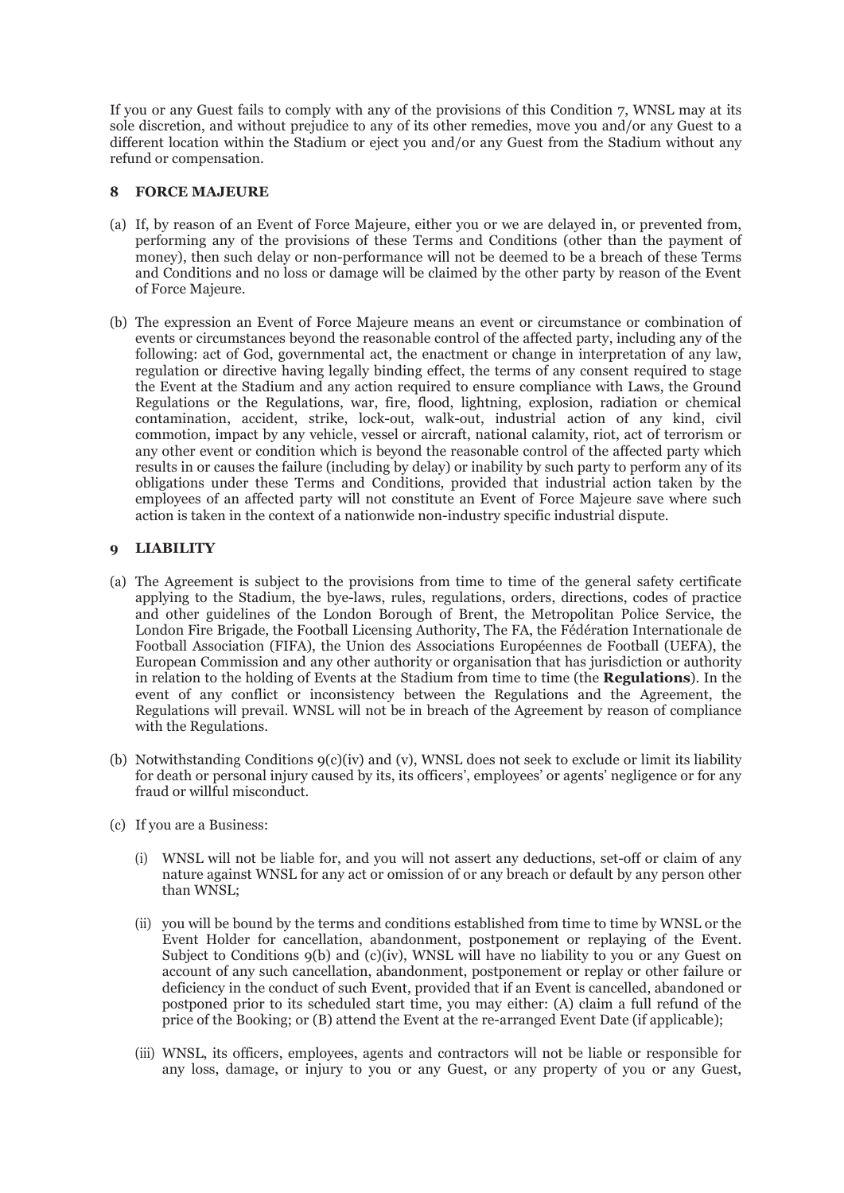If you or any Guest fails to comply with any of the provisions of this Condition 7, WNSL may at its sole discretion, and without prejudice to any of its other remedies, move you and/or any Guest to a different location within the Stadium or eject you and/or any Guest from the Stadium without any refund or compensation.

## 8 FORCE MAJEURE

(a) If, by reason of an Event of Force Majeure, either you or we are delayed in, or prevented from, performing any of the provisions of these Terms and Conditions (other than the payment of money), then such delay or non-performance will not be deemed to be a breach of these Terms and Conditions and no loss or damage will be claimed by the other party by reason of the Event of Force Majeure.

(b) The expression an Event of Force Majeure means an event or circumstance or combination of events or circumstances beyond the reasonable control of the affected party, including any of the following: act of God, governmental act, the enactment or change in interpretation of any law, regulation or directive having legally binding effect, the terms of any consent required to stage the Event at the Stadium and any action required to ensure compliance with Laws, the Ground Regulations or the Regulations, war, fire, flood, lightning, explosion, radiation or chemical contamination, accident, strike, lock-out, walk-out, industrial action of any kind, civil commotion, impact by any vehicle, vessel or aircraft, national calamity, riot, act of terrorism or any other event or condition which is beyond the reasonable control of the affected party which results in or causes the failure (including by delay) or inability by such party to perform any of its obligations under these Terms and Conditions, provided that industrial action taken by the employees of an affected party will not constitute an Event of Force Majeure save where such action is taken in the context of a nationwide non-industry specific industrial dispute.

## 9 LIABILITY

(a) The Agreement is subject to the provisions from time to time of the general safety certificate applying to the Stadium, the bye-laws, rules, regulations, orders, directions, codes of practice and other guidelines of the London Borough of Brent, the Metropolitan Police Service, the London Fire Brigade, the Football Licensing Authority, The FA, the Fédération Internationale de Football Association (FIFA), the Union des Associations Européennes de Football (UEFA), the European Commission and any other authority or organisation that has jurisdiction or authority in relation to the holding of Events at the Stadium from time to time (the **Regulations**). In the event of any conflict or inconsistency between the Regulations and the Agreement, the Regulations will prevail. WNSL will not be in breach of the Agreement by reason of compliance with the Regulations.

(b) Notwithstanding Conditions 9(c)(iv) and (v), WNSL does not seek to exclude or limit its liability for death or personal injury caused by its, its officers', employees' or agents' negligence or for any fraud or willful misconduct.

(c) If you are a Business:

   (i) WNSL will not be liable for, and you will not assert any deductions, set-off or claim of any nature against WNSL for any act or omission of or any breach or default by any person other than WNSL;

   (ii) you will be bound by the terms and conditions established from time to time by WNSL or the Event Holder for cancellation, abandonment, postponement or replaying of the Event. Subject to Conditions 9(b) and (c)(iv), WNSL will have no liability to you or any Guest on account of any such cancellation, abandonment, postponement or replay or other failure or deficiency in the conduct of such Event, provided that if an Event is cancelled, abandoned or postponed prior to its scheduled start time, you may either: (A) claim a full refund of the price of the Booking; or (B) attend the Event at the re-arranged Event Date (if applicable);

   (iii) WNSL, its officers, employees, agents and contractors will not be liable or responsible for any loss, damage, or injury to you or any Guest, or any property of you or any Guest,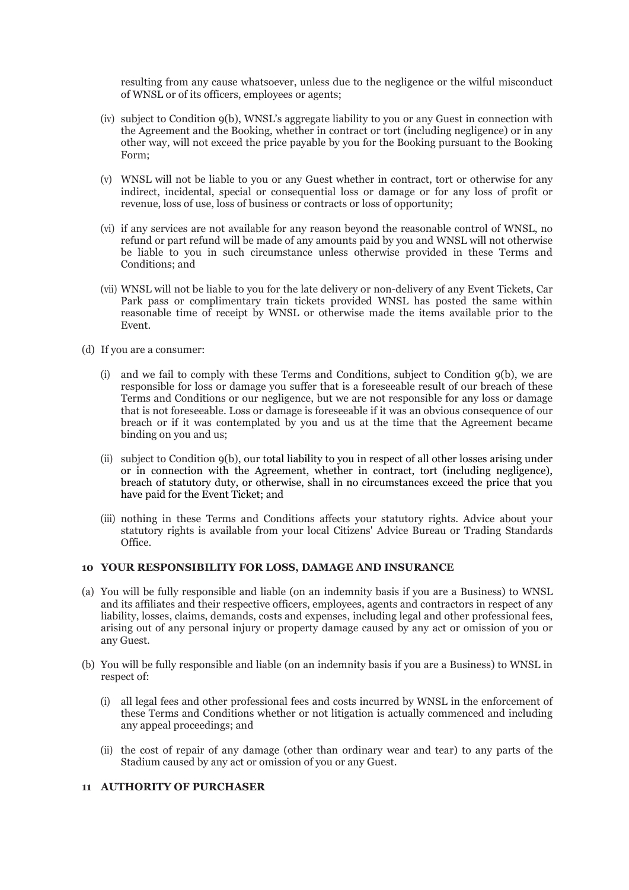resulting from any cause whatsoever, unless due to the negligence or the wilful misconduct of WNSL or of its officers, employees or agents;

(iv) subject to Condition 9(b), WNSL's aggregate liability to you or any Guest in connection with the Agreement and the Booking, whether in contract or tort (including negligence) or in any other way, will not exceed the price payable by you for the Booking pursuant to the Booking Form;

(v) WNSL will not be liable to you or any Guest whether in contract, tort or otherwise for any indirect, incidental, special or consequential loss or damage or for any loss of profit or revenue, loss of use, loss of business or contracts or loss of opportunity;

(vi) if any services are not available for any reason beyond the reasonable control of WNSL, no refund or part refund will be made of any amounts paid by you and WNSL will not otherwise be liable to you in such circumstance unless otherwise provided in these Terms and Conditions; and

(vii) WNSL will not be liable to you for the late delivery or non-delivery of any Event Tickets, Car Park pass or complimentary train tickets provided WNSL has posted the same within reasonable time of receipt by WNSL or otherwise made the items available prior to the Event.

(d) If you are a consumer:

(i) and we fail to comply with these Terms and Conditions, subject to Condition 9(b), we are responsible for loss or damage you suffer that is a foreseeable result of our breach of these Terms and Conditions or our negligence, but we are not responsible for any loss or damage that is not foreseeable. Loss or damage is foreseeable if it was an obvious consequence of our breach or if it was contemplated by you and us at the time that the Agreement became binding on you and us;

(ii) subject to Condition 9(b), our total liability to you in respect of all other losses arising under or in connection with the Agreement, whether in contract, tort (including negligence), breach of statutory duty, or otherwise, shall in no circumstances exceed the price that you have paid for the Event Ticket; and

(iii) nothing in these Terms and Conditions affects your statutory rights. Advice about your statutory rights is available from your local Citizens' Advice Bureau or Trading Standards Office.

## 10 YOUR RESPONSIBILITY FOR LOSS, DAMAGE AND INSURANCE

(a) You will be fully responsible and liable (on an indemnity basis if you are a Business) to WNSL and its affiliates and their respective officers, employees, agents and contractors in respect of any liability, losses, claims, demands, costs and expenses, including legal and other professional fees, arising out of any personal injury or property damage caused by any act or omission of you or any Guest.

(b) You will be fully responsible and liable (on an indemnity basis if you are a Business) to WNSL in respect of:

(i) all legal fees and other professional fees and costs incurred by WNSL in the enforcement of these Terms and Conditions whether or not litigation is actually commenced and including any appeal proceedings; and

(ii) the cost of repair of any damage (other than ordinary wear and tear) to any parts of the Stadium caused by any act or omission of you or any Guest.

## 11 AUTHORITY OF PURCHASER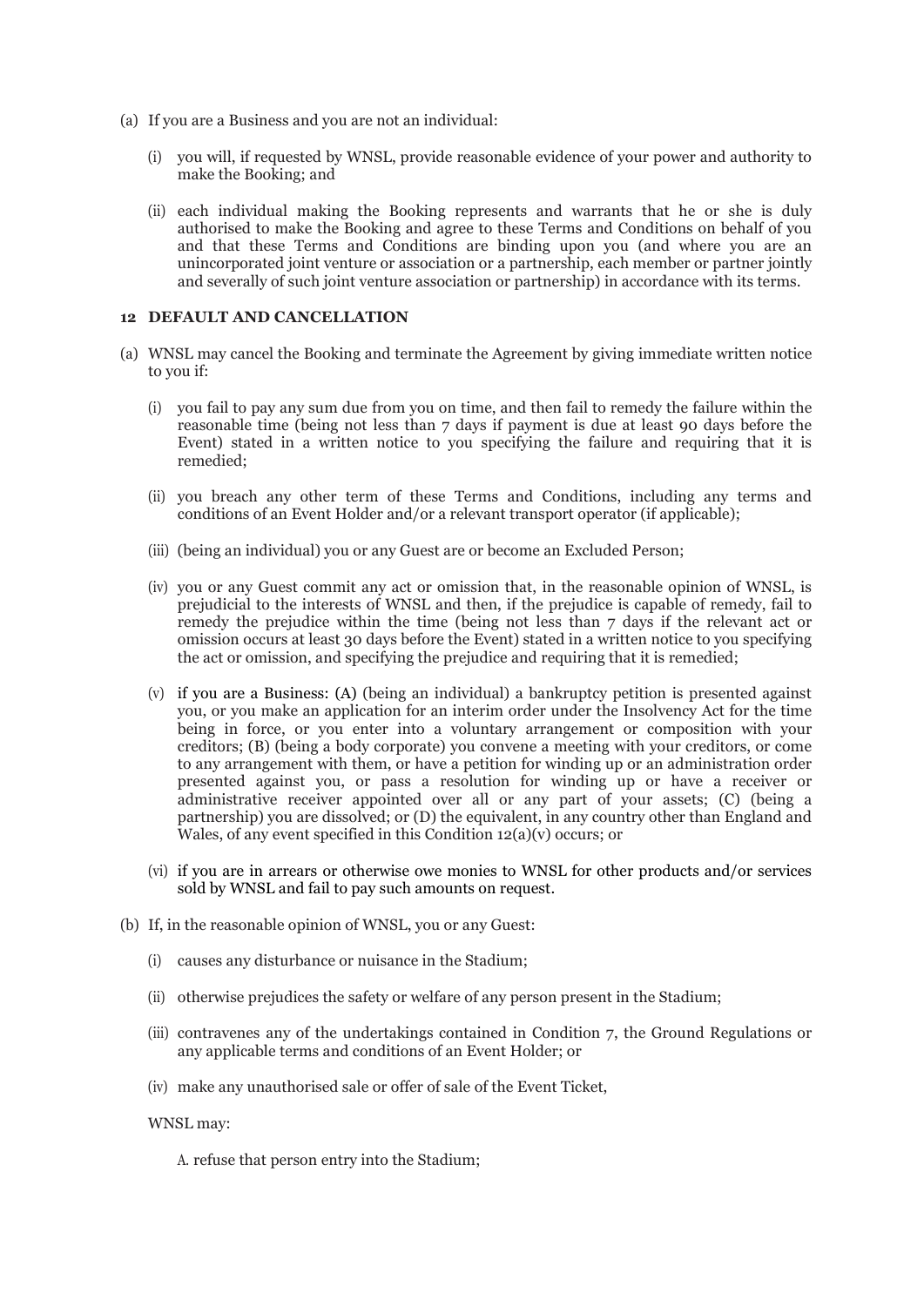(a) If you are a Business and you are not an individual:

   (i) you will, if requested by WNSL, provide reasonable evidence of your power and authority to make the Booking; and

   (ii) each individual making the Booking represents and warrants that he or she is duly authorised to make the Booking and agree to these Terms and Conditions on behalf of you and that these Terms and Conditions are binding upon you (and where you are an unincorporated joint venture or association or a partnership, each member or partner jointly and severally of such joint venture association or partnership) in accordance with its terms.

## 12 DEFAULT AND CANCELLATION

(a) WNSL may cancel the Booking and terminate the Agreement by giving immediate written notice to you if:

   (i) you fail to pay any sum due from you on time, and then fail to remedy the failure within the reasonable time (being not less than 7 days if payment is due at least 90 days before the Event) stated in a written notice to you specifying the failure and requiring that it is remedied;

   (ii) you breach any other term of these Terms and Conditions, including any terms and conditions of an Event Holder and/or a relevant transport operator (if applicable);

   (iii) (being an individual) you or any Guest are or become an Excluded Person;

   (iv) you or any Guest commit any act or omission that, in the reasonable opinion of WNSL, is prejudicial to the interests of WNSL and then, if the prejudice is capable of remedy, fail to remedy the prejudice within the time (being not less than 7 days if the relevant act or omission occurs at least 30 days before the Event) stated in a written notice to you specifying the act or omission, and specifying the prejudice and requiring that it is remedied;

   (v) if you are a Business: (A) (being an individual) a bankruptcy petition is presented against you, or you make an application for an interim order under the Insolvency Act for the time being in force, or you enter into a voluntary arrangement or composition with your creditors; (B) (being a body corporate) you convene a meeting with your creditors, or come to any arrangement with them, or have a petition for winding up or an administration order presented against you, or pass a resolution for winding up or have a receiver or administrative receiver appointed over all or any part of your assets; (C) (being a partnership) you are dissolved; or (D) the equivalent, in any country other than England and Wales, of any event specified in this Condition 12(a)(v) occurs; or

   (vi) if you are in arrears or otherwise owe monies to WNSL for other products and/or services sold by WNSL and fail to pay such amounts on request.

(b) If, in the reasonable opinion of WNSL, you or any Guest:

   (i) causes any disturbance or nuisance in the Stadium;

   (ii) otherwise prejudices the safety or welfare of any person present in the Stadium;

   (iii) contravenes any of the undertakings contained in Condition 7, the Ground Regulations or any applicable terms and conditions of an Event Holder; or

   (iv) make any unauthorised sale or offer of sale of the Event Ticket,

   WNSL may:

      A. refuse that person entry into the Stadium;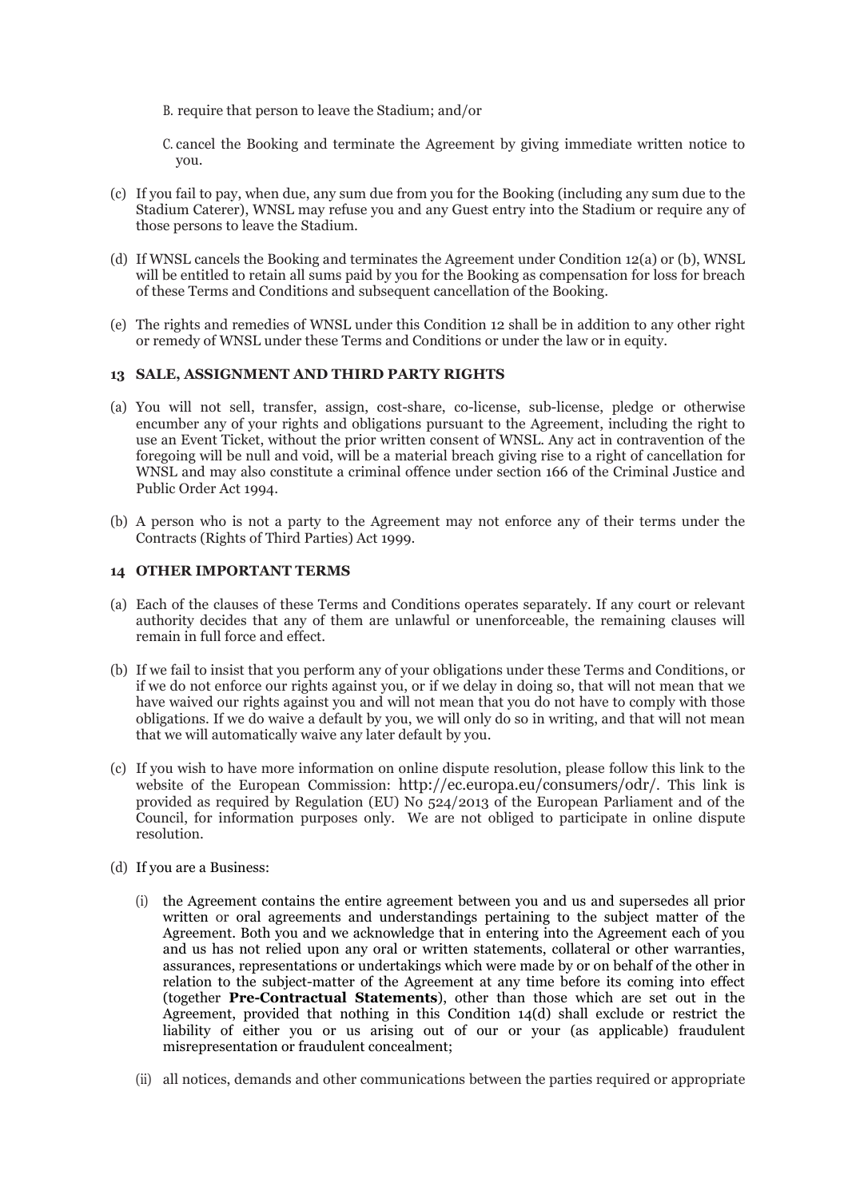B. require that person to leave the Stadium; and/or

C. cancel the Booking and terminate the Agreement by giving immediate written notice to you.

(c) If you fail to pay, when due, any sum due from you for the Booking (including any sum due to the Stadium Caterer), WNSL may refuse you and any Guest entry into the Stadium or require any of those persons to leave the Stadium.

(d) If WNSL cancels the Booking and terminates the Agreement under Condition 12(a) or (b), WNSL will be entitled to retain all sums paid by you for the Booking as compensation for loss for breach of these Terms and Conditions and subsequent cancellation of the Booking.

(e) The rights and remedies of WNSL under this Condition 12 shall be in addition to any other right or remedy of WNSL under these Terms and Conditions or under the law or in equity.

### 13 SALE, ASSIGNMENT AND THIRD PARTY RIGHTS

(a) You will not sell, transfer, assign, cost-share, co-license, sub-license, pledge or otherwise encumber any of your rights and obligations pursuant to the Agreement, including the right to use an Event Ticket, without the prior written consent of WNSL. Any act in contravention of the foregoing will be null and void, will be a material breach giving rise to a right of cancellation for WNSL and may also constitute a criminal offence under section 166 of the Criminal Justice and Public Order Act 1994.

(b) A person who is not a party to the Agreement may not enforce any of their terms under the Contracts (Rights of Third Parties) Act 1999.

### 14 OTHER IMPORTANT TERMS

(a) Each of the clauses of these Terms and Conditions operates separately. If any court or relevant authority decides that any of them are unlawful or unenforceable, the remaining clauses will remain in full force and effect.

(b) If we fail to insist that you perform any of your obligations under these Terms and Conditions, or if we do not enforce our rights against you, or if we delay in doing so, that will not mean that we have waived our rights against you and will not mean that you do not have to comply with those obligations. If we do waive a default by you, we will only do so in writing, and that will not mean that we will automatically waive any later default by you.

(c) If you wish to have more information on online dispute resolution, please follow this link to the website of the European Commission: http://ec.europa.eu/consumers/odr/. This link is provided as required by Regulation (EU) No 524/2013 of the European Parliament and of the Council, for information purposes only. We are not obliged to participate in online dispute resolution.

(d) If you are a Business:

(i) the Agreement contains the entire agreement between you and us and supersedes all prior written or oral agreements and understandings pertaining to the subject matter of the Agreement. Both you and we acknowledge that in entering into the Agreement each of you and us has not relied upon any oral or written statements, collateral or other warranties, assurances, representations or undertakings which were made by or on behalf of the other in relation to the subject-matter of the Agreement at any time before its coming into effect (together **Pre-Contractual Statements**), other than those which are set out in the Agreement, provided that nothing in this Condition 14(d) shall exclude or restrict the liability of either you or us arising out of our or your (as applicable) fraudulent misrepresentation or fraudulent concealment;

(ii) all notices, demands and other communications between the parties required or appropriate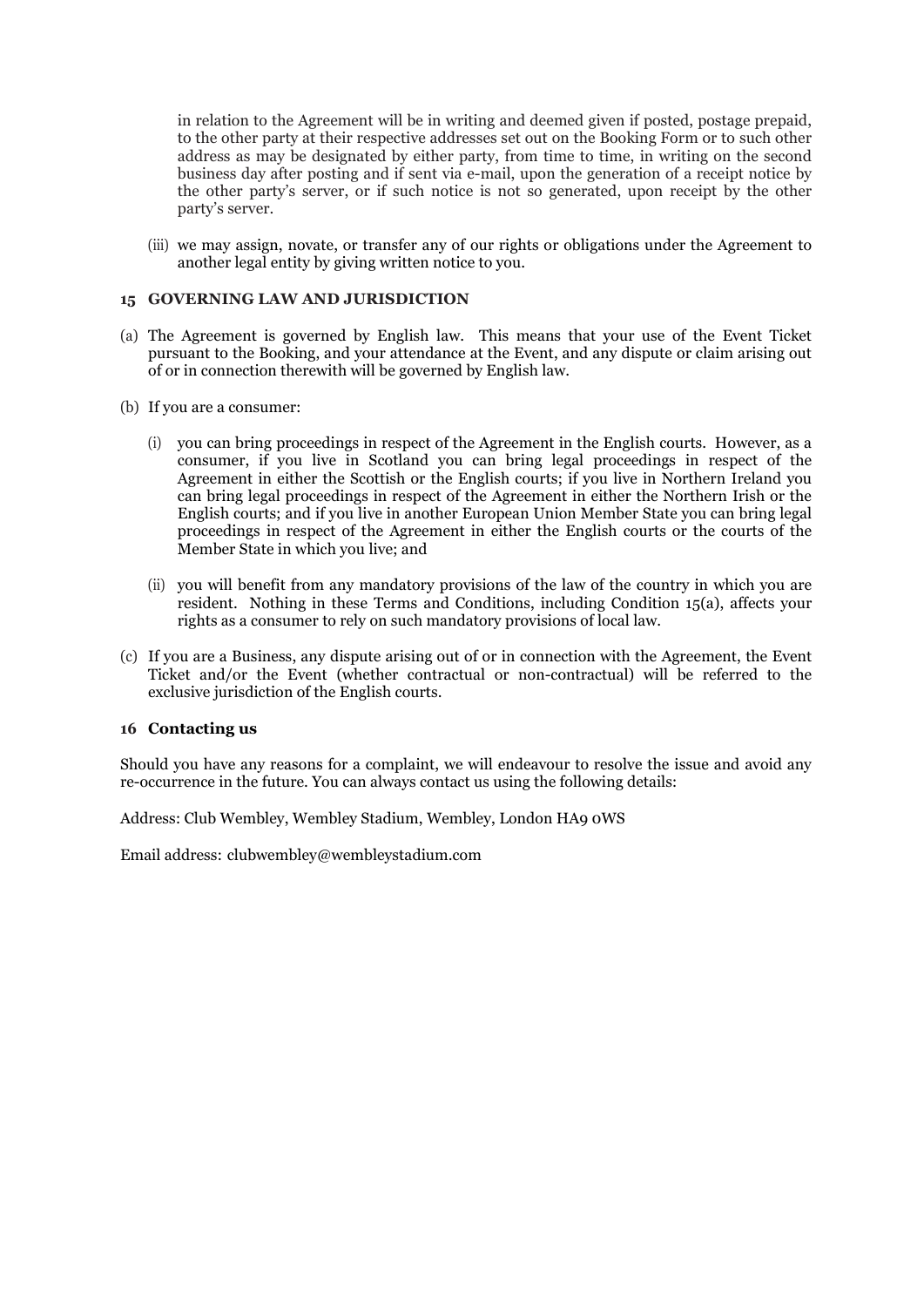in relation to the Agreement will be in writing and deemed given if posted, postage prepaid, to the other party at their respective addresses set out on the Booking Form or to such other address as may be designated by either party, from time to time, in writing on the second business day after posting and if sent via e-mail, upon the generation of a receipt notice by the other party's server, or if such notice is not so generated, upon receipt by the other party's server.

(iii) we may assign, novate, or transfer any of our rights or obligations under the Agreement to another legal entity by giving written notice to you.

## 15 GOVERNING LAW AND JURISDICTION

(a) The Agreement is governed by English law. This means that your use of the Event Ticket pursuant to the Booking, and your attendance at the Event, and any dispute or claim arising out of or in connection therewith will be governed by English law.

(b) If you are a consumer:

(i) you can bring proceedings in respect of the Agreement in the English courts. However, as a consumer, if you live in Scotland you can bring legal proceedings in respect of the Agreement in either the Scottish or the English courts; if you live in Northern Ireland you can bring legal proceedings in respect of the Agreement in either the Northern Irish or the English courts; and if you live in another European Union Member State you can bring legal proceedings in respect of the Agreement in either the English courts or the courts of the Member State in which you live; and

(ii) you will benefit from any mandatory provisions of the law of the country in which you are resident. Nothing in these Terms and Conditions, including Condition 15(a), affects your rights as a consumer to rely on such mandatory provisions of local law.

(c) If you are a Business, any dispute arising out of or in connection with the Agreement, the Event Ticket and/or the Event (whether contractual or non-contractual) will be referred to the exclusive jurisdiction of the English courts.

## 16 Contacting us

Should you have any reasons for a complaint, we will endeavour to resolve the issue and avoid any re-occurrence in the future. You can always contact us using the following details:

Address: Club Wembley, Wembley Stadium, Wembley, London HA9 0WS

Email address: clubwembley@wembleystadium.com